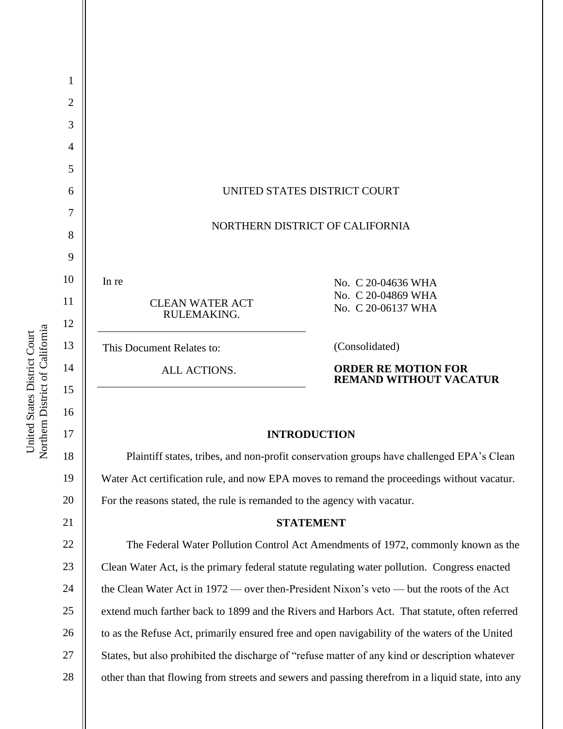UNITED STATES DISTRICT COURT

NORTHERN DISTRICT OF CALIFORNIA

| | |
|---|---|
| In re<br><br>CLEAN WATER ACT RULEMAKING. | No. C 20-04636 WHA<br>No. C 20-04869 WHA<br>No. C 20-06137 WHA |
| This Document Relates to:<br><br>ALL ACTIONS. | (Consolidated)<br><br>**ORDER RE MOTION FOR REMAND WITHOUT VACATUR** |

## INTRODUCTION

Plaintiff states, tribes, and non-profit conservation groups have challenged EPA's Clean Water Act certification rule, and now EPA moves to remand the proceedings without vacatur. For the reasons stated, the rule is remanded to the agency with vacatur.

## STATEMENT

The Federal Water Pollution Control Act Amendments of 1972, commonly known as the Clean Water Act, is the primary federal statute regulating water pollution. Congress enacted the Clean Water Act in 1972 — over then-President Nixon's veto — but the roots of the Act extend much farther back to 1899 and the Rivers and Harbors Act. That statute, often referred to as the Refuse Act, primarily ensured free and open navigability of the waters of the United States, but also prohibited the discharge of "refuse matter of any kind or description whatever other than that flowing from streets and sewers and passing therefrom in a liquid state, into any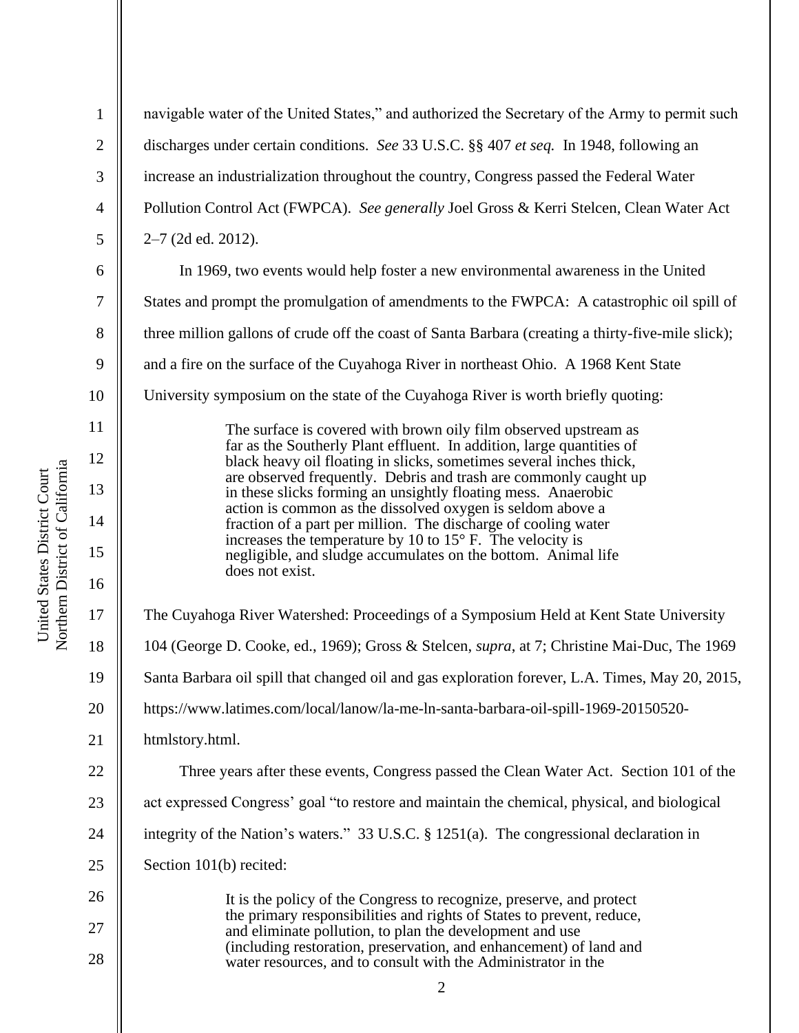navigable water of the United States," and authorized the Secretary of the Army to permit such discharges under certain conditions. *See* 33 U.S.C. §§ 407 *et seq.* In 1948, following an increase an industrialization throughout the country, Congress passed the Federal Water Pollution Control Act (FWPCA). *See generally* Joel Gross & Kerri Stelcen, Clean Water Act 2–7 (2d ed. 2012).

In 1969, two events would help foster a new environmental awareness in the United States and prompt the promulgation of amendments to the FWPCA: A catastrophic oil spill of three million gallons of crude off the coast of Santa Barbara (creating a thirty-five-mile slick); and a fire on the surface of the Cuyahoga River in northeast Ohio. A 1968 Kent State University symposium on the state of the Cuyahoga River is worth briefly quoting:

> The surface is covered with brown oily film observed upstream as far as the Southerly Plant effluent. In addition, large quantities of black heavy oil floating in slicks, sometimes several inches thick, are observed frequently. Debris and trash are commonly caught up in these slicks forming an unsightly floating mess. Anaerobic action is common as the dissolved oxygen is seldom above a fraction of a part per million. The discharge of cooling water increases the temperature by 10 to 15° F. The velocity is negligible, and sludge accumulates on the bottom. Animal life does not exist.

The Cuyahoga River Watershed: Proceedings of a Symposium Held at Kent State University 104 (George D. Cooke, ed., 1969); Gross & Stelcen, *supra*, at 7; Christine Mai-Duc, The 1969 Santa Barbara oil spill that changed oil and gas exploration forever, L.A. Times, May 20, 2015, https://www.latimes.com/local/lanow/la-me-ln-santa-barbara-oil-spill-1969-20150520-htmlstory.html.

Three years after these events, Congress passed the Clean Water Act. Section 101 of the act expressed Congress' goal "to restore and maintain the chemical, physical, and biological integrity of the Nation's waters." 33 U.S.C. § 1251(a). The congressional declaration in Section 101(b) recited:

> It is the policy of the Congress to recognize, preserve, and protect the primary responsibilities and rights of States to prevent, reduce, and eliminate pollution, to plan the development and use (including restoration, preservation, and enhancement) of land and water resources, and to consult with the Administrator in the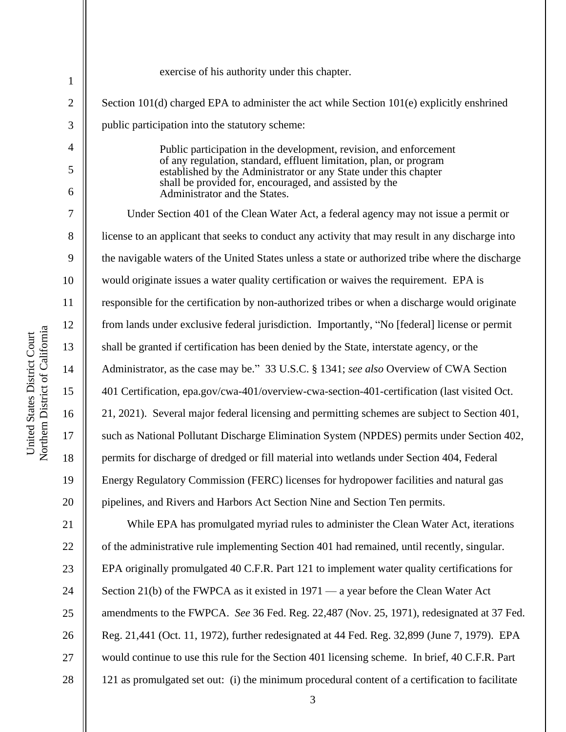exercise of his authority under this chapter.

Section 101(d) charged EPA to administer the act while Section 101(e) explicitly enshrined public participation into the statutory scheme:

> Public participation in the development, revision, and enforcement of any regulation, standard, effluent limitation, plan, or program established by the Administrator or any State under this chapter shall be provided for, encouraged, and assisted by the Administrator and the States.

Under Section 401 of the Clean Water Act, a federal agency may not issue a permit or license to an applicant that seeks to conduct any activity that may result in any discharge into the navigable waters of the United States unless a state or authorized tribe where the discharge would originate issues a water quality certification or waives the requirement. EPA is responsible for the certification by non-authorized tribes or when a discharge would originate from lands under exclusive federal jurisdiction. Importantly, "No [federal] license or permit shall be granted if certification has been denied by the State, interstate agency, or the Administrator, as the case may be." 33 U.S.C. § 1341; *see also* Overview of CWA Section 401 Certification, epa.gov/cwa-401/overview-cwa-section-401-certification (last visited Oct. 21, 2021). Several major federal licensing and permitting schemes are subject to Section 401, such as National Pollutant Discharge Elimination System (NPDES) permits under Section 402, permits for discharge of dredged or fill material into wetlands under Section 404, Federal Energy Regulatory Commission (FERC) licenses for hydropower facilities and natural gas pipelines, and Rivers and Harbors Act Section Nine and Section Ten permits.

While EPA has promulgated myriad rules to administer the Clean Water Act, iterations of the administrative rule implementing Section 401 had remained, until recently, singular. EPA originally promulgated 40 C.F.R. Part 121 to implement water quality certifications for Section 21(b) of the FWPCA as it existed in 1971 — a year before the Clean Water Act amendments to the FWPCA. *See* 36 Fed. Reg. 22,487 (Nov. 25, 1971), redesignated at 37 Fed. Reg. 21,441 (Oct. 11, 1972), further redesignated at 44 Fed. Reg. 32,899 (June 7, 1979). EPA would continue to use this rule for the Section 401 licensing scheme. In brief, 40 C.F.R. Part 121 as promulgated set out: (i) the minimum procedural content of a certification to facilitate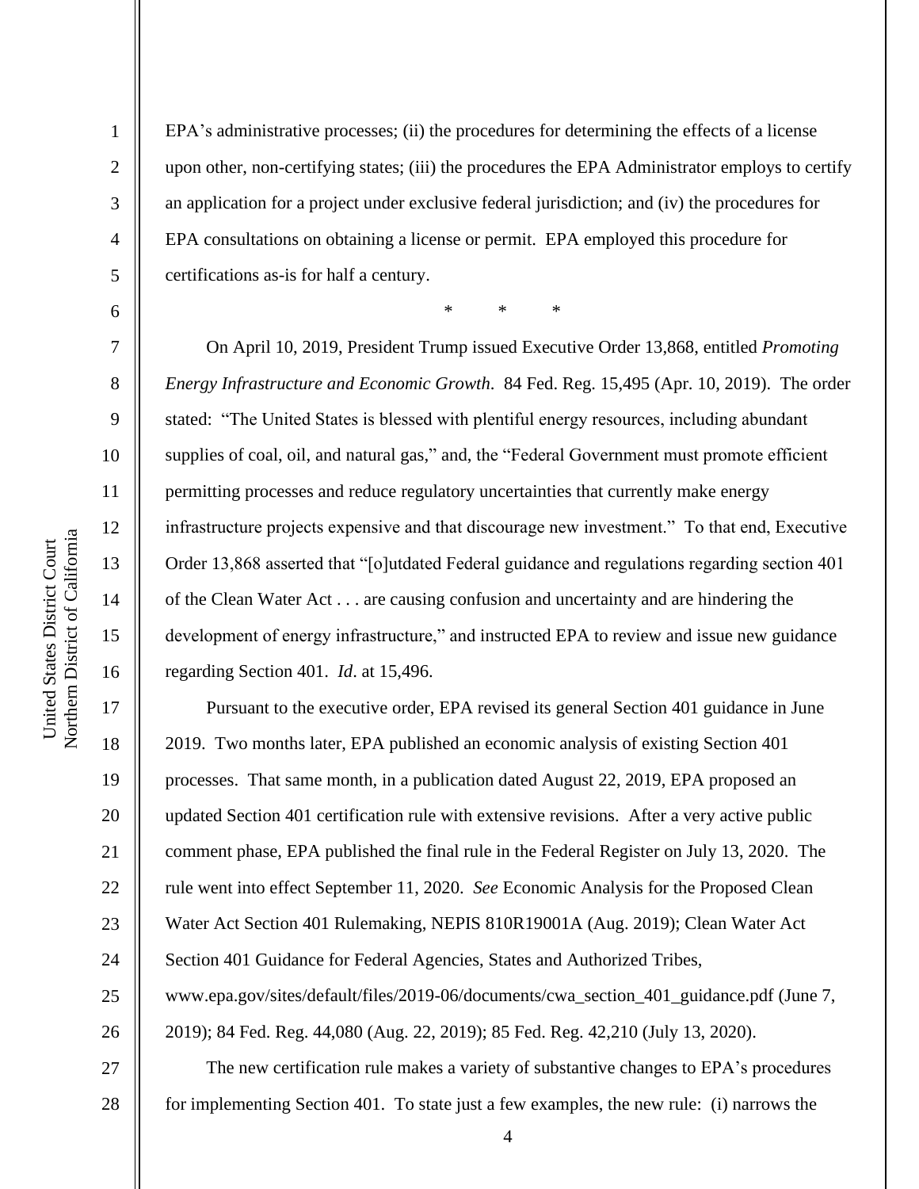EPA's administrative processes; (ii) the procedures for determining the effects of a license upon other, non-certifying states; (iii) the procedures the EPA Administrator employs to certify an application for a project under exclusive federal jurisdiction; and (iv) the procedures for EPA consultations on obtaining a license or permit. EPA employed this procedure for certifications as-is for half a century.

\* \* \*

On April 10, 2019, President Trump issued Executive Order 13,868, entitled *Promoting Energy Infrastructure and Economic Growth*. 84 Fed. Reg. 15,495 (Apr. 10, 2019). The order stated: "The United States is blessed with plentiful energy resources, including abundant supplies of coal, oil, and natural gas," and, the "Federal Government must promote efficient permitting processes and reduce regulatory uncertainties that currently make energy infrastructure projects expensive and that discourage new investment." To that end, Executive Order 13,868 asserted that "[o]utdated Federal guidance and regulations regarding section 401 of the Clean Water Act . . . are causing confusion and uncertainty and are hindering the development of energy infrastructure," and instructed EPA to review and issue new guidance regarding Section 401. *Id*. at 15,496.

Pursuant to the executive order, EPA revised its general Section 401 guidance in June 2019. Two months later, EPA published an economic analysis of existing Section 401 processes. That same month, in a publication dated August 22, 2019, EPA proposed an updated Section 401 certification rule with extensive revisions. After a very active public comment phase, EPA published the final rule in the Federal Register on July 13, 2020. The rule went into effect September 11, 2020. *See* Economic Analysis for the Proposed Clean Water Act Section 401 Rulemaking, NEPIS 810R19001A (Aug. 2019); Clean Water Act Section 401 Guidance for Federal Agencies, States and Authorized Tribes, www.epa.gov/sites/default/files/2019-06/documents/cwa_section_401_guidance.pdf (June 7, 2019); 84 Fed. Reg. 44,080 (Aug. 22, 2019); 85 Fed. Reg. 42,210 (July 13, 2020).

The new certification rule makes a variety of substantive changes to EPA's procedures for implementing Section 401. To state just a few examples, the new rule: (i) narrows the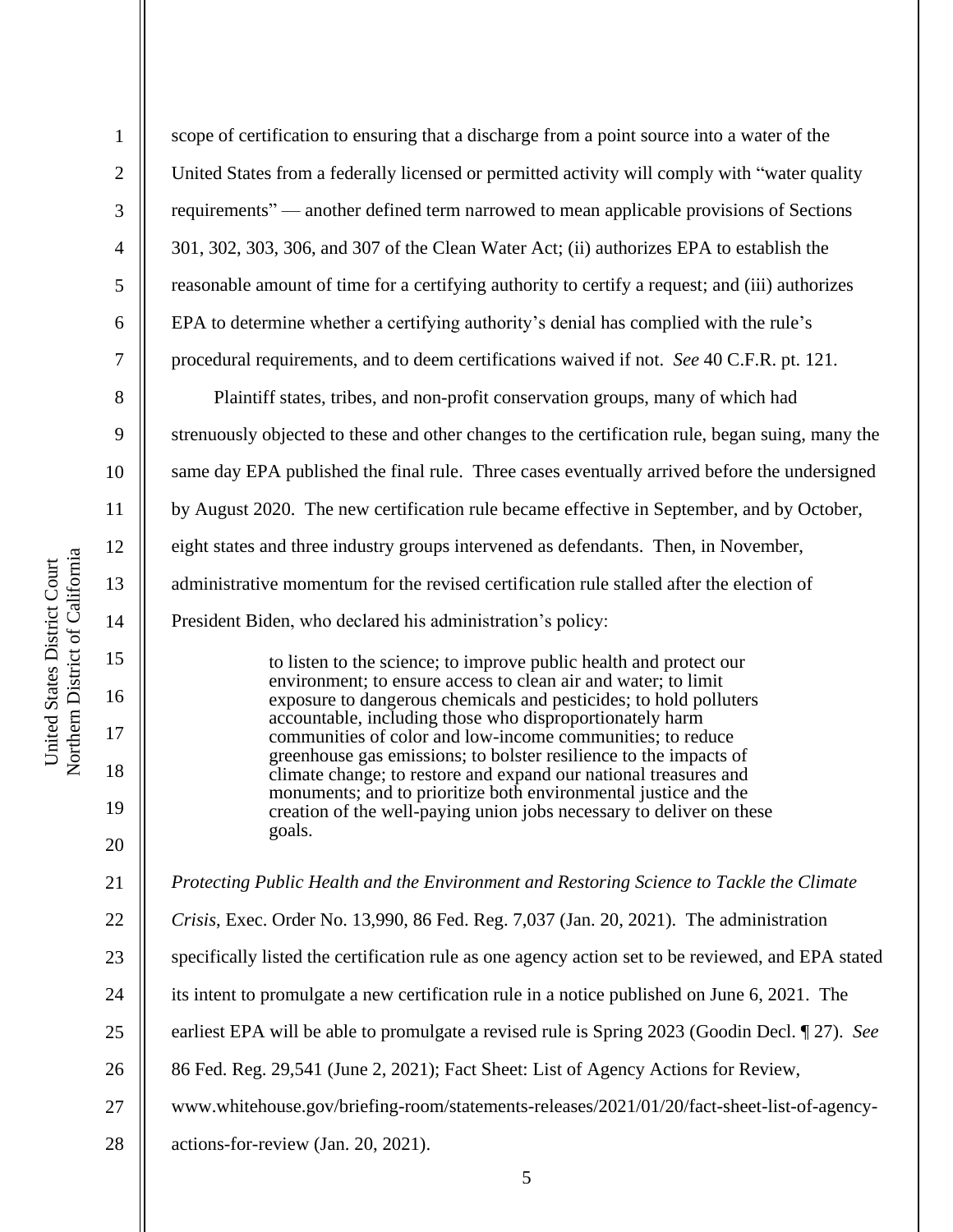scope of certification to ensuring that a discharge from a point source into a water of the United States from a federally licensed or permitted activity will comply with "water quality requirements" — another defined term narrowed to mean applicable provisions of Sections 301, 302, 303, 306, and 307 of the Clean Water Act; (ii) authorizes EPA to establish the reasonable amount of time for a certifying authority to certify a request; and (iii) authorizes EPA to determine whether a certifying authority's denial has complied with the rule's procedural requirements, and to deem certifications waived if not. *See* 40 C.F.R. pt. 121.

Plaintiff states, tribes, and non-profit conservation groups, many of which had strenuously objected to these and other changes to the certification rule, began suing, many the same day EPA published the final rule. Three cases eventually arrived before the undersigned by August 2020. The new certification rule became effective in September, and by October, eight states and three industry groups intervened as defendants. Then, in November, administrative momentum for the revised certification rule stalled after the election of President Biden, who declared his administration's policy:

> to listen to the science; to improve public health and protect our environment; to ensure access to clean air and water; to limit exposure to dangerous chemicals and pesticides; to hold polluters accountable, including those who disproportionately harm communities of color and low-income communities; to reduce greenhouse gas emissions; to bolster resilience to the impacts of climate change; to restore and expand our national treasures and monuments; and to prioritize both environmental justice and the creation of the well-paying union jobs necessary to deliver on these goals.

*Protecting Public Health and the Environment and Restoring Science to Tackle the Climate Crisis*, Exec. Order No. 13,990, 86 Fed. Reg. 7,037 (Jan. 20, 2021). The administration specifically listed the certification rule as one agency action set to be reviewed, and EPA stated its intent to promulgate a new certification rule in a notice published on June 6, 2021. The earliest EPA will be able to promulgate a revised rule is Spring 2023 (Goodin Decl. ¶ 27). *See* 86 Fed. Reg. 29,541 (June 2, 2021); Fact Sheet: List of Agency Actions for Review, www.whitehouse.gov/briefing-room/statements-releases/2021/01/20/fact-sheet-list-of-agency-actions-for-review (Jan. 20, 2021).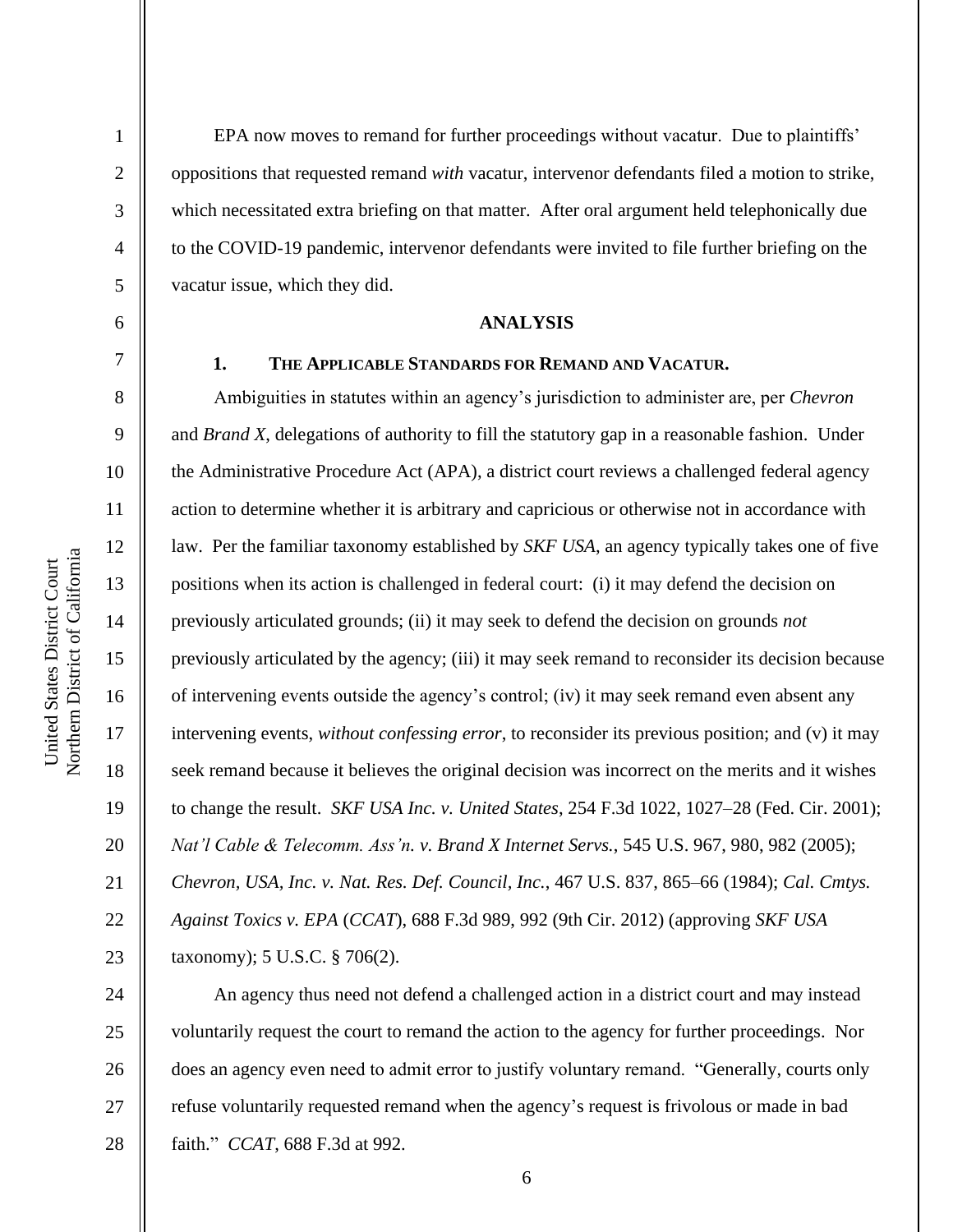EPA now moves to remand for further proceedings without vacatur. Due to plaintiffs' oppositions that requested remand *with* vacatur, intervenor defendants filed a motion to strike, which necessitated extra briefing on that matter. After oral argument held telephonically due to the COVID-19 pandemic, intervenor defendants were invited to file further briefing on the vacatur issue, which they did.

## ANALYSIS

### 1. THE APPLICABLE STANDARDS FOR REMAND AND VACATUR.

Ambiguities in statutes within an agency's jurisdiction to administer are, per *Chevron* and *Brand X*, delegations of authority to fill the statutory gap in a reasonable fashion. Under the Administrative Procedure Act (APA), a district court reviews a challenged federal agency action to determine whether it is arbitrary and capricious or otherwise not in accordance with law. Per the familiar taxonomy established by *SKF USA*, an agency typically takes one of five positions when its action is challenged in federal court: (i) it may defend the decision on previously articulated grounds; (ii) it may seek to defend the decision on grounds *not* previously articulated by the agency; (iii) it may seek remand to reconsider its decision because of intervening events outside the agency's control; (iv) it may seek remand even absent any intervening events, *without confessing error*, to reconsider its previous position; and (v) it may seek remand because it believes the original decision was incorrect on the merits and it wishes to change the result. *SKF USA Inc. v. United States*, 254 F.3d 1022, 1027–28 (Fed. Cir. 2001); *Nat'l Cable & Telecomm. Ass'n. v. Brand X Internet Servs.*, 545 U.S. 967, 980, 982 (2005); *Chevron, USA, Inc. v. Nat. Res. Def. Council, Inc.*, 467 U.S. 837, 865–66 (1984); *Cal. Cmtys. Against Toxics v. EPA* (*CCAT*), 688 F.3d 989, 992 (9th Cir. 2012) (approving *SKF USA* taxonomy); 5 U.S.C. § 706(2).

An agency thus need not defend a challenged action in a district court and may instead voluntarily request the court to remand the action to the agency for further proceedings. Nor does an agency even need to admit error to justify voluntary remand. "Generally, courts only refuse voluntarily requested remand when the agency's request is frivolous or made in bad faith." *CCAT*, 688 F.3d at 992.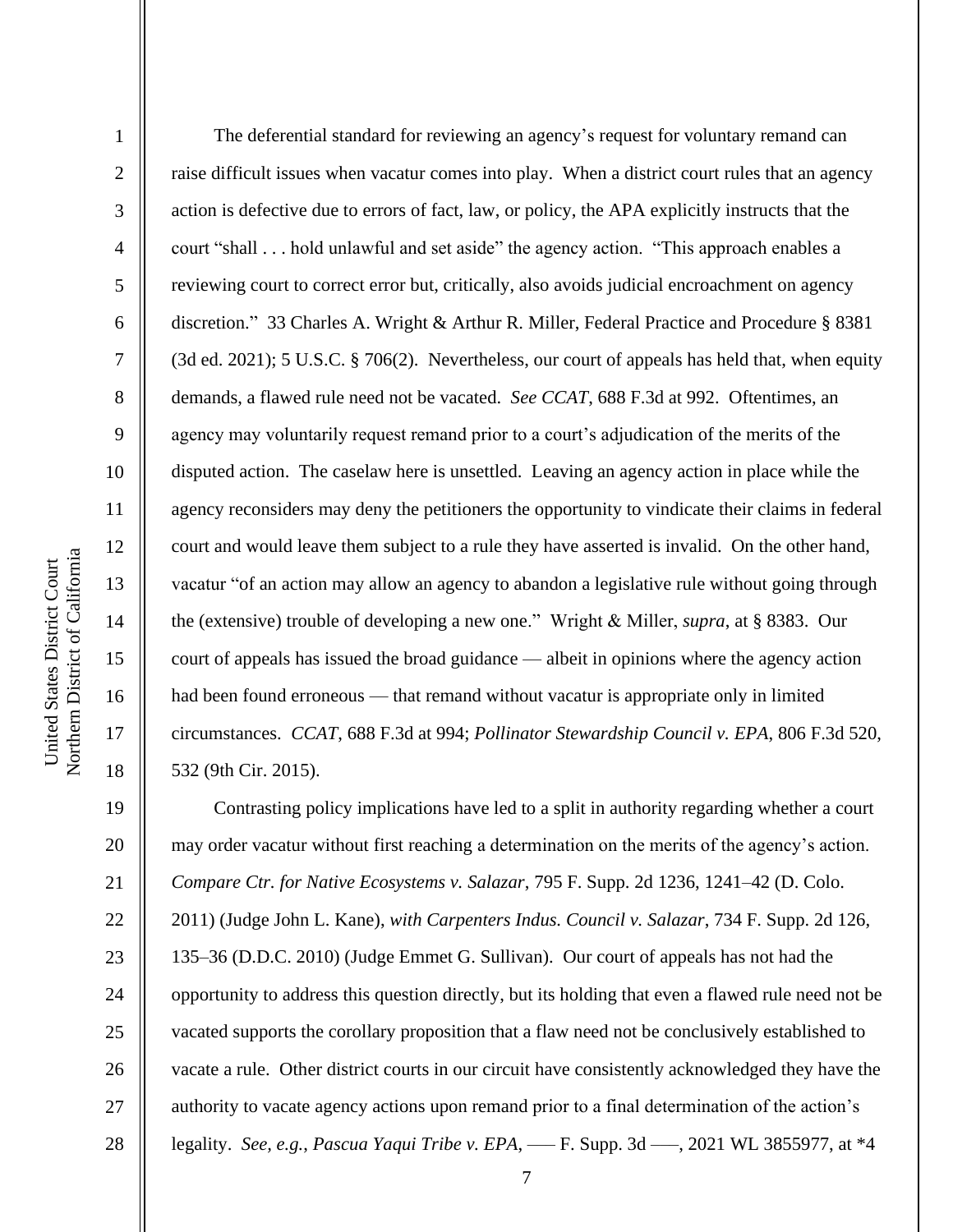The deferential standard for reviewing an agency's request for voluntary remand can raise difficult issues when vacatur comes into play. When a district court rules that an agency action is defective due to errors of fact, law, or policy, the APA explicitly instructs that the court "shall . . . hold unlawful and set aside" the agency action. "This approach enables a reviewing court to correct error but, critically, also avoids judicial encroachment on agency discretion." 33 Charles A. Wright & Arthur R. Miller, Federal Practice and Procedure § 8381 (3d ed. 2021); 5 U.S.C. § 706(2). Nevertheless, our court of appeals has held that, when equity demands, a flawed rule need not be vacated. *See CCAT*, 688 F.3d at 992. Oftentimes, an agency may voluntarily request remand prior to a court's adjudication of the merits of the disputed action. The caselaw here is unsettled. Leaving an agency action in place while the agency reconsiders may deny the petitioners the opportunity to vindicate their claims in federal court and would leave them subject to a rule they have asserted is invalid. On the other hand, vacatur "of an action may allow an agency to abandon a legislative rule without going through the (extensive) trouble of developing a new one." Wright & Miller, *supra*, at § 8383. Our court of appeals has issued the broad guidance — albeit in opinions where the agency action had been found erroneous — that remand without vacatur is appropriate only in limited circumstances. *CCAT*, 688 F.3d at 994; *Pollinator Stewardship Council v. EPA*, 806 F.3d 520, 532 (9th Cir. 2015).

Contrasting policy implications have led to a split in authority regarding whether a court may order vacatur without first reaching a determination on the merits of the agency's action. *Compare Ctr. for Native Ecosystems v. Salazar*, 795 F. Supp. 2d 1236, 1241–42 (D. Colo. 2011) (Judge John L. Kane), *with Carpenters Indus. Council v. Salazar*, 734 F. Supp. 2d 126, 135–36 (D.D.C. 2010) (Judge Emmet G. Sullivan). Our court of appeals has not had the opportunity to address this question directly, but its holding that even a flawed rule need not be vacated supports the corollary proposition that a flaw need not be conclusively established to vacate a rule. Other district courts in our circuit have consistently acknowledged they have the authority to vacate agency actions upon remand prior to a final determination of the action's legality. *See, e.g.*, *Pascua Yaqui Tribe v. EPA*, ––– F. Supp. 3d –––, 2021 WL 3855977, at *4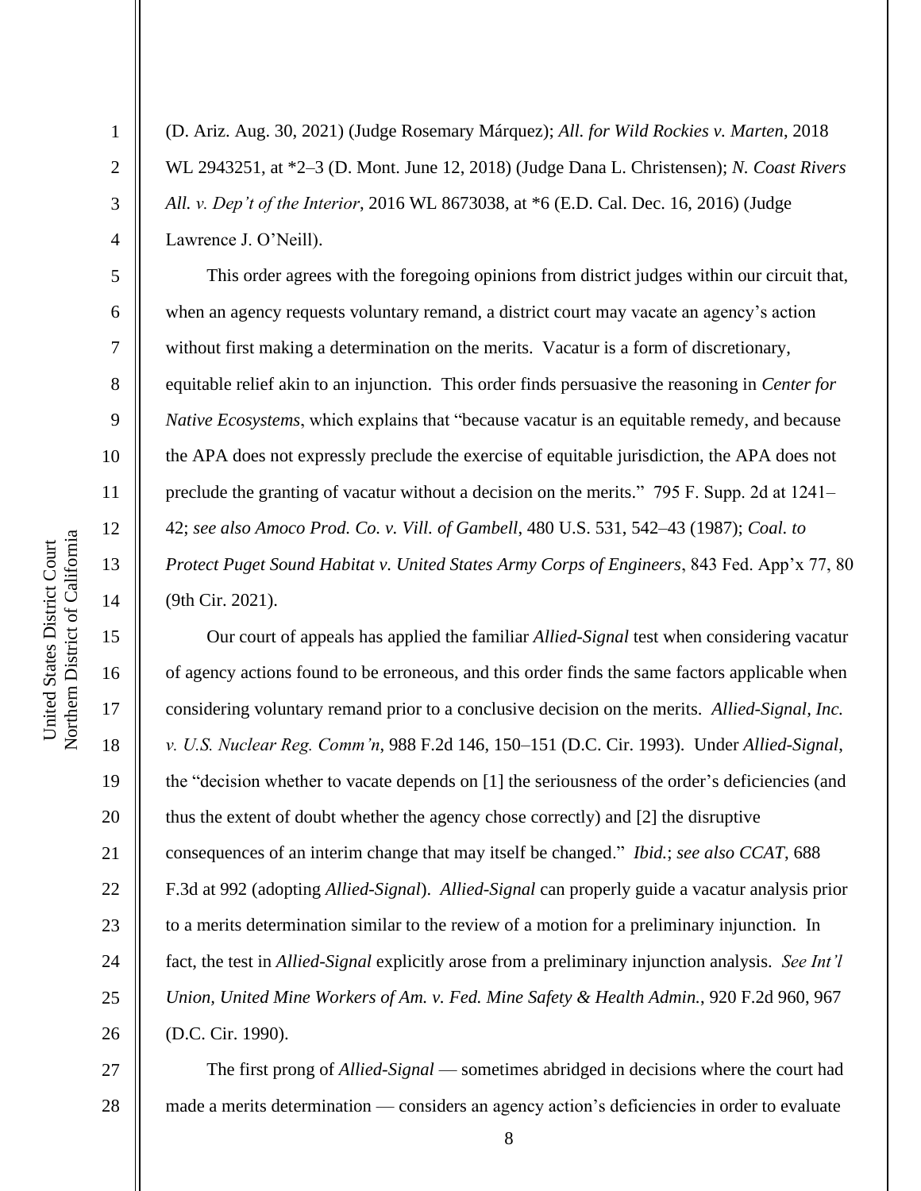(D. Ariz. Aug. 30, 2021) (Judge Rosemary Márquez); *All. for Wild Rockies v. Marten*, 2018 WL 2943251, at *2–3 (D. Mont. June 12, 2018) (Judge Dana L. Christensen); *N. Coast Rivers All. v. Dep't of the Interior*, 2016 WL 8673038, at *6 (E.D. Cal. Dec. 16, 2016) (Judge Lawrence J. O'Neill).

This order agrees with the foregoing opinions from district judges within our circuit that, when an agency requests voluntary remand, a district court may vacate an agency's action without first making a determination on the merits. Vacatur is a form of discretionary, equitable relief akin to an injunction. This order finds persuasive the reasoning in *Center for Native Ecosystems*, which explains that "because vacatur is an equitable remedy, and because the APA does not expressly preclude the exercise of equitable jurisdiction, the APA does not preclude the granting of vacatur without a decision on the merits." 795 F. Supp. 2d at 1241–42; *see also Amoco Prod. Co. v. Vill. of Gambell*, 480 U.S. 531, 542–43 (1987); *Coal. to Protect Puget Sound Habitat v. United States Army Corps of Engineers*, 843 Fed. App'x 77, 80 (9th Cir. 2021).

Our court of appeals has applied the familiar *Allied-Signal* test when considering vacatur of agency actions found to be erroneous, and this order finds the same factors applicable when considering voluntary remand prior to a conclusive decision on the merits. *Allied-Signal, Inc. v. U.S. Nuclear Reg. Comm'n*, 988 F.2d 146, 150–151 (D.C. Cir. 1993). Under *Allied-Signal*, the "decision whether to vacate depends on [1] the seriousness of the order's deficiencies (and thus the extent of doubt whether the agency chose correctly) and [2] the disruptive consequences of an interim change that may itself be changed." *Ibid.*; *see also CCAT*, 688 F.3d at 992 (adopting *Allied-Signal*). *Allied-Signal* can properly guide a vacatur analysis prior to a merits determination similar to the review of a motion for a preliminary injunction. In fact, the test in *Allied-Signal* explicitly arose from a preliminary injunction analysis. *See Int'l Union, United Mine Workers of Am. v. Fed. Mine Safety & Health Admin.*, 920 F.2d 960, 967 (D.C. Cir. 1990).

The first prong of *Allied-Signal* — sometimes abridged in decisions where the court had made a merits determination — considers an agency action's deficiencies in order to evaluate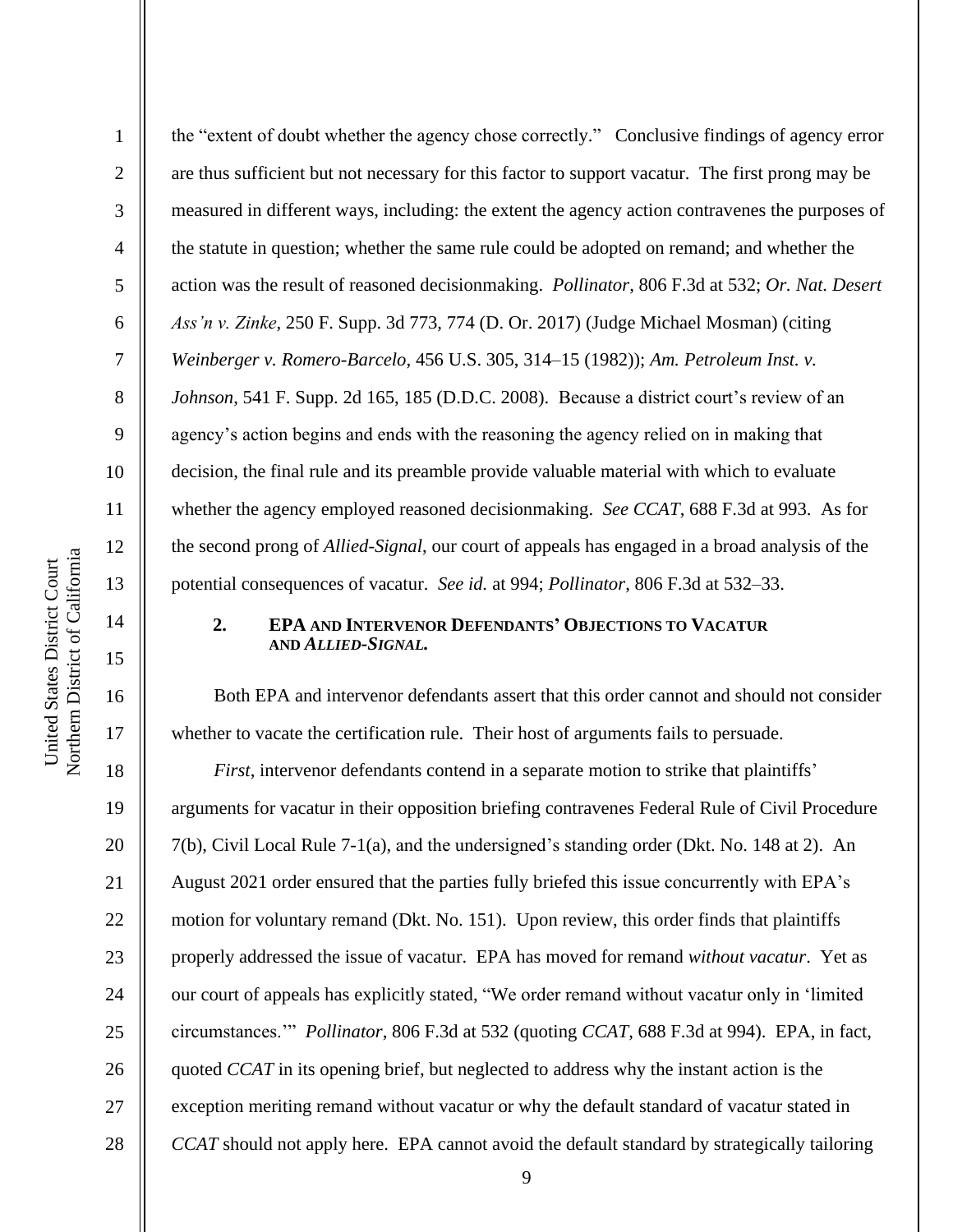the "extent of doubt whether the agency chose correctly." Conclusive findings of agency error are thus sufficient but not necessary for this factor to support vacatur. The first prong may be measured in different ways, including: the extent the agency action contravenes the purposes of the statute in question; whether the same rule could be adopted on remand; and whether the action was the result of reasoned decisionmaking. *Pollinator*, 806 F.3d at 532; *Or. Nat. Desert Ass'n v. Zinke*, 250 F. Supp. 3d 773, 774 (D. Or. 2017) (Judge Michael Mosman) (citing *Weinberger v. Romero-Barcelo*, 456 U.S. 305, 314–15 (1982)); *Am. Petroleum Inst. v. Johnson*, 541 F. Supp. 2d 165, 185 (D.D.C. 2008). Because a district court's review of an agency's action begins and ends with the reasoning the agency relied on in making that decision, the final rule and its preamble provide valuable material with which to evaluate whether the agency employed reasoned decisionmaking. *See CCAT*, 688 F.3d at 993. As for the second prong of *Allied-Signal*, our court of appeals has engaged in a broad analysis of the potential consequences of vacatur. *See id.* at 994; *Pollinator*, 806 F.3d at 532–33.

### 2. EPA AND INTERVENOR DEFENDANTS' OBJECTIONS TO VACATUR AND *ALLIED-SIGNAL*.

Both EPA and intervenor defendants assert that this order cannot and should not consider whether to vacate the certification rule. Their host of arguments fails to persuade.

*First*, intervenor defendants contend in a separate motion to strike that plaintiffs' arguments for vacatur in their opposition briefing contravenes Federal Rule of Civil Procedure 7(b), Civil Local Rule 7-1(a), and the undersigned's standing order (Dkt. No. 148 at 2). An August 2021 order ensured that the parties fully briefed this issue concurrently with EPA's motion for voluntary remand (Dkt. No. 151). Upon review, this order finds that plaintiffs properly addressed the issue of vacatur. EPA has moved for remand *without vacatur*. Yet as our court of appeals has explicitly stated, "We order remand without vacatur only in 'limited circumstances.'" *Pollinator*, 806 F.3d at 532 (quoting *CCAT*, 688 F.3d at 994). EPA, in fact, quoted *CCAT* in its opening brief, but neglected to address why the instant action is the exception meriting remand without vacatur or why the default standard of vacatur stated in *CCAT* should not apply here. EPA cannot avoid the default standard by strategically tailoring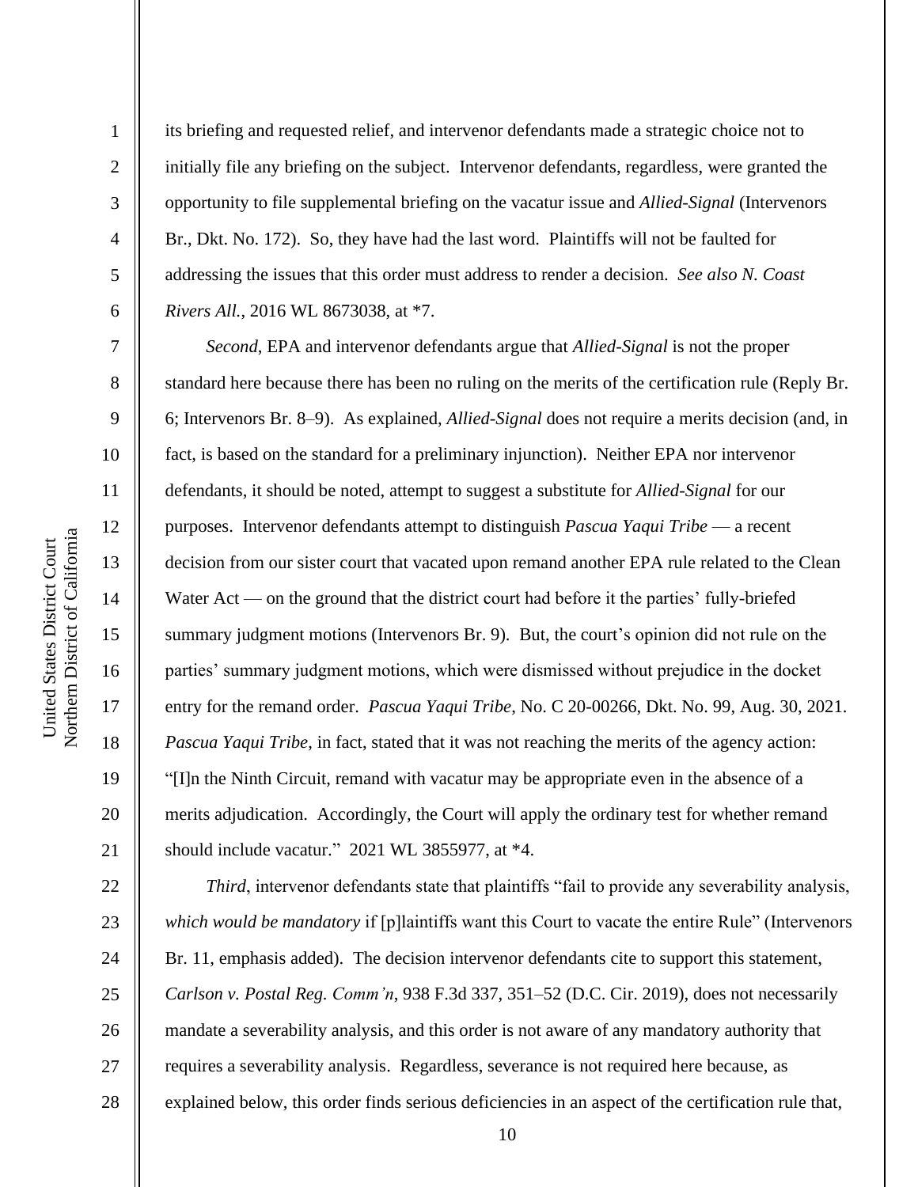its briefing and requested relief, and intervenor defendants made a strategic choice not to initially file any briefing on the subject. Intervenor defendants, regardless, were granted the opportunity to file supplemental briefing on the vacatur issue and *Allied-Signal* (Intervenors Br., Dkt. No. 172). So, they have had the last word. Plaintiffs will not be faulted for addressing the issues that this order must address to render a decision. *See also N. Coast Rivers All.*, 2016 WL 8673038, at *7.

*Second*, EPA and intervenor defendants argue that *Allied-Signal* is not the proper standard here because there has been no ruling on the merits of the certification rule (Reply Br. 6; Intervenors Br. 8–9). As explained, *Allied-Signal* does not require a merits decision (and, in fact, is based on the standard for a preliminary injunction). Neither EPA nor intervenor defendants, it should be noted, attempt to suggest a substitute for *Allied-Signal* for our purposes. Intervenor defendants attempt to distinguish *Pascua Yaqui Tribe* — a recent decision from our sister court that vacated upon remand another EPA rule related to the Clean Water Act — on the ground that the district court had before it the parties' fully-briefed summary judgment motions (Intervenors Br. 9). But, the court's opinion did not rule on the parties' summary judgment motions, which were dismissed without prejudice in the docket entry for the remand order. *Pascua Yaqui Tribe*, No. C 20-00266, Dkt. No. 99, Aug. 30, 2021. *Pascua Yaqui Tribe*, in fact, stated that it was not reaching the merits of the agency action: "[I]n the Ninth Circuit, remand with vacatur may be appropriate even in the absence of a merits adjudication. Accordingly, the Court will apply the ordinary test for whether remand should include vacatur." 2021 WL 3855977, at *4.

*Third*, intervenor defendants state that plaintiffs "fail to provide any severability analysis, *which would be mandatory* if [p]laintiffs want this Court to vacate the entire Rule" (Intervenors Br. 11, emphasis added). The decision intervenor defendants cite to support this statement, *Carlson v. Postal Reg. Comm'n*, 938 F.3d 337, 351–52 (D.C. Cir. 2019), does not necessarily mandate a severability analysis, and this order is not aware of any mandatory authority that requires a severability analysis. Regardless, severance is not required here because, as explained below, this order finds serious deficiencies in an aspect of the certification rule that,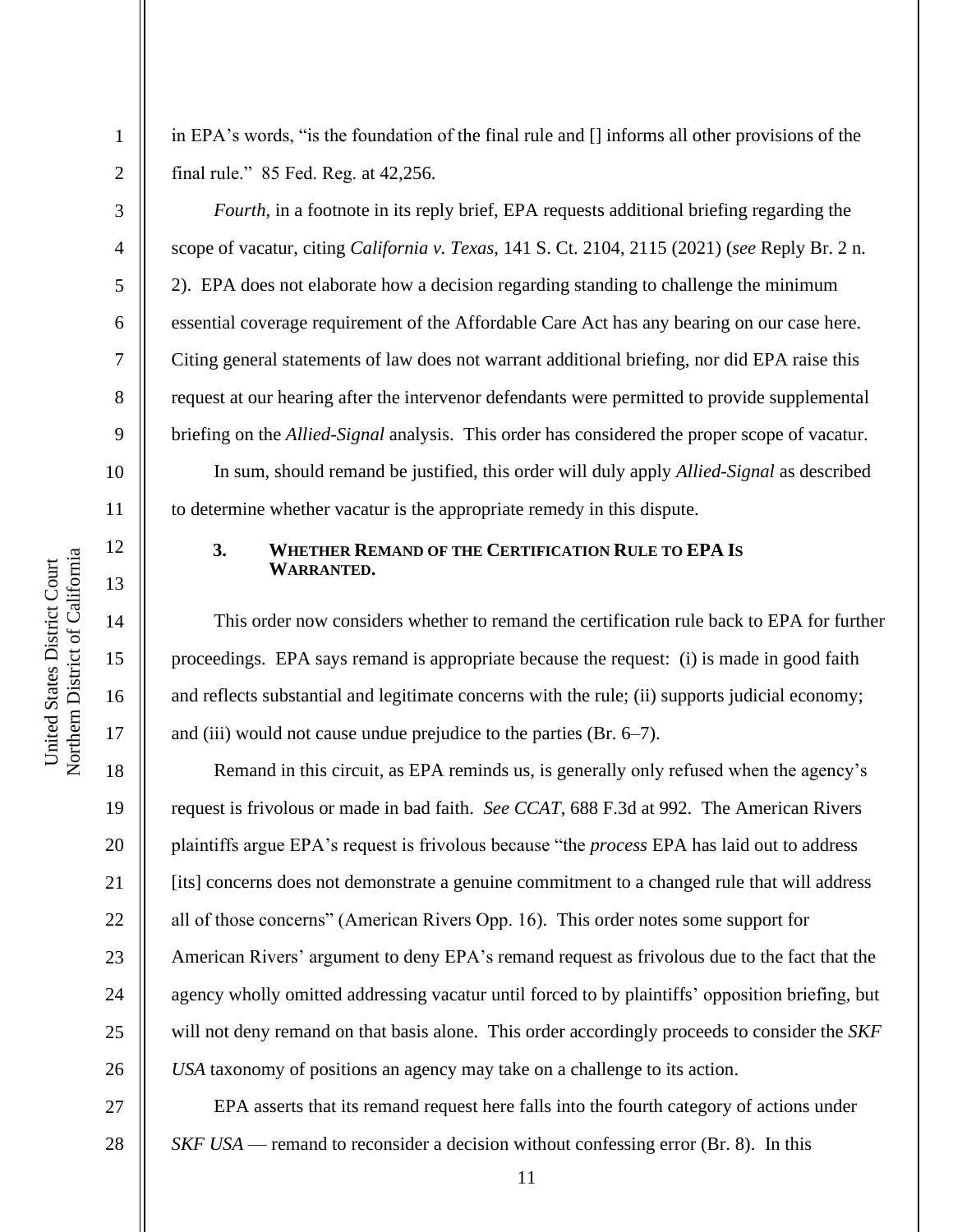in EPA's words, "is the foundation of the final rule and [] informs all other provisions of the final rule." 85 Fed. Reg. at 42,256.

*Fourth*, in a footnote in its reply brief, EPA requests additional briefing regarding the scope of vacatur, citing *California v. Texas*, 141 S. Ct. 2104, 2115 (2021) (*see* Reply Br. 2 n. 2). EPA does not elaborate how a decision regarding standing to challenge the minimum essential coverage requirement of the Affordable Care Act has any bearing on our case here. Citing general statements of law does not warrant additional briefing, nor did EPA raise this request at our hearing after the intervenor defendants were permitted to provide supplemental briefing on the *Allied-Signal* analysis. This order has considered the proper scope of vacatur.

In sum, should remand be justified, this order will duly apply *Allied-Signal* as described to determine whether vacatur is the appropriate remedy in this dispute.

### 3. WHETHER REMAND OF THE CERTIFICATION RULE TO EPA IS WARRANTED.

This order now considers whether to remand the certification rule back to EPA for further proceedings. EPA says remand is appropriate because the request: (i) is made in good faith and reflects substantial and legitimate concerns with the rule; (ii) supports judicial economy; and (iii) would not cause undue prejudice to the parties (Br. 6–7).

Remand in this circuit, as EPA reminds us, is generally only refused when the agency's request is frivolous or made in bad faith. *See CCAT*, 688 F.3d at 992. The American Rivers plaintiffs argue EPA's request is frivolous because "the *process* EPA has laid out to address [its] concerns does not demonstrate a genuine commitment to a changed rule that will address all of those concerns" (American Rivers Opp. 16). This order notes some support for American Rivers' argument to deny EPA's remand request as frivolous due to the fact that the agency wholly omitted addressing vacatur until forced to by plaintiffs' opposition briefing, but will not deny remand on that basis alone. This order accordingly proceeds to consider the *SKF USA* taxonomy of positions an agency may take on a challenge to its action.

EPA asserts that its remand request here falls into the fourth category of actions under *SKF USA* — remand to reconsider a decision without confessing error (Br. 8). In this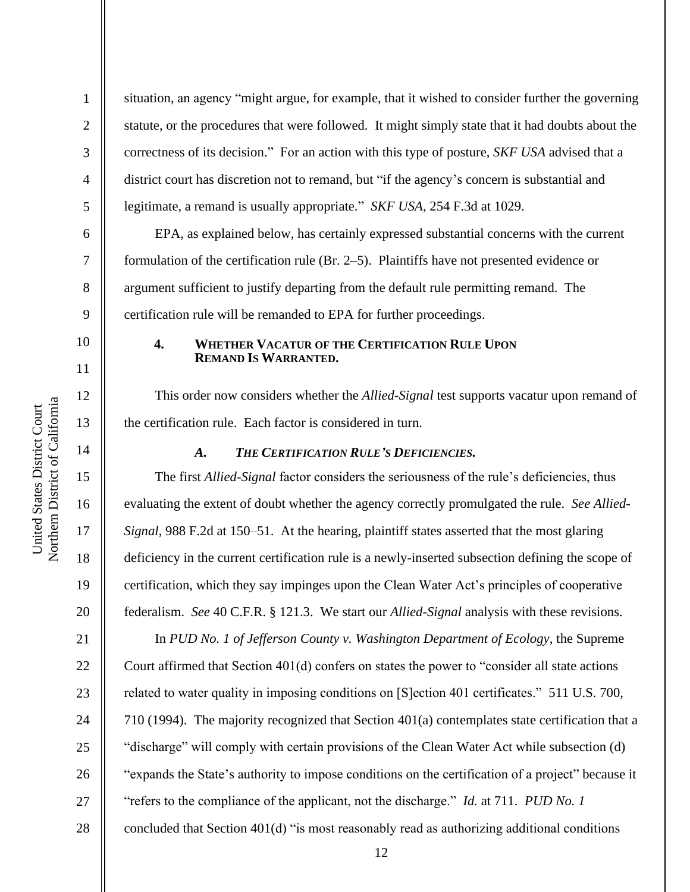situation, an agency "might argue, for example, that it wished to consider further the governing statute, or the procedures that were followed. It might simply state that it had doubts about the correctness of its decision." For an action with this type of posture, *SKF USA* advised that a district court has discretion not to remand, but "if the agency's concern is substantial and legitimate, a remand is usually appropriate." *SKF USA*, 254 F.3d at 1029.

EPA, as explained below, has certainly expressed substantial concerns with the current formulation of the certification rule (Br. 2–5). Plaintiffs have not presented evidence or argument sufficient to justify departing from the default rule permitting remand. The certification rule will be remanded to EPA for further proceedings.

#### 4. WHETHER VACATUR OF THE CERTIFICATION RULE UPON REMAND IS WARRANTED.

This order now considers whether the *Allied-Signal* test supports vacatur upon remand of the certification rule. Each factor is considered in turn.

##### *A. THE CERTIFICATION RULE'S DEFICIENCIES.*

The first *Allied-Signal* factor considers the seriousness of the rule's deficiencies, thus evaluating the extent of doubt whether the agency correctly promulgated the rule. *See Allied-Signal*, 988 F.2d at 150–51. At the hearing, plaintiff states asserted that the most glaring deficiency in the current certification rule is a newly-inserted subsection defining the scope of certification, which they say impinges upon the Clean Water Act's principles of cooperative federalism. *See* 40 C.F.R. § 121.3. We start our *Allied-Signal* analysis with these revisions.

In *PUD No. 1 of Jefferson County v. Washington Department of Ecology*, the Supreme Court affirmed that Section 401(d) confers on states the power to "consider all state actions related to water quality in imposing conditions on [S]ection 401 certificates." 511 U.S. 700, 710 (1994). The majority recognized that Section 401(a) contemplates state certification that a "discharge" will comply with certain provisions of the Clean Water Act while subsection (d) "expands the State's authority to impose conditions on the certification of a project" because it "refers to the compliance of the applicant, not the discharge." *Id.* at 711. *PUD No. 1* concluded that Section 401(d) "is most reasonably read as authorizing additional conditions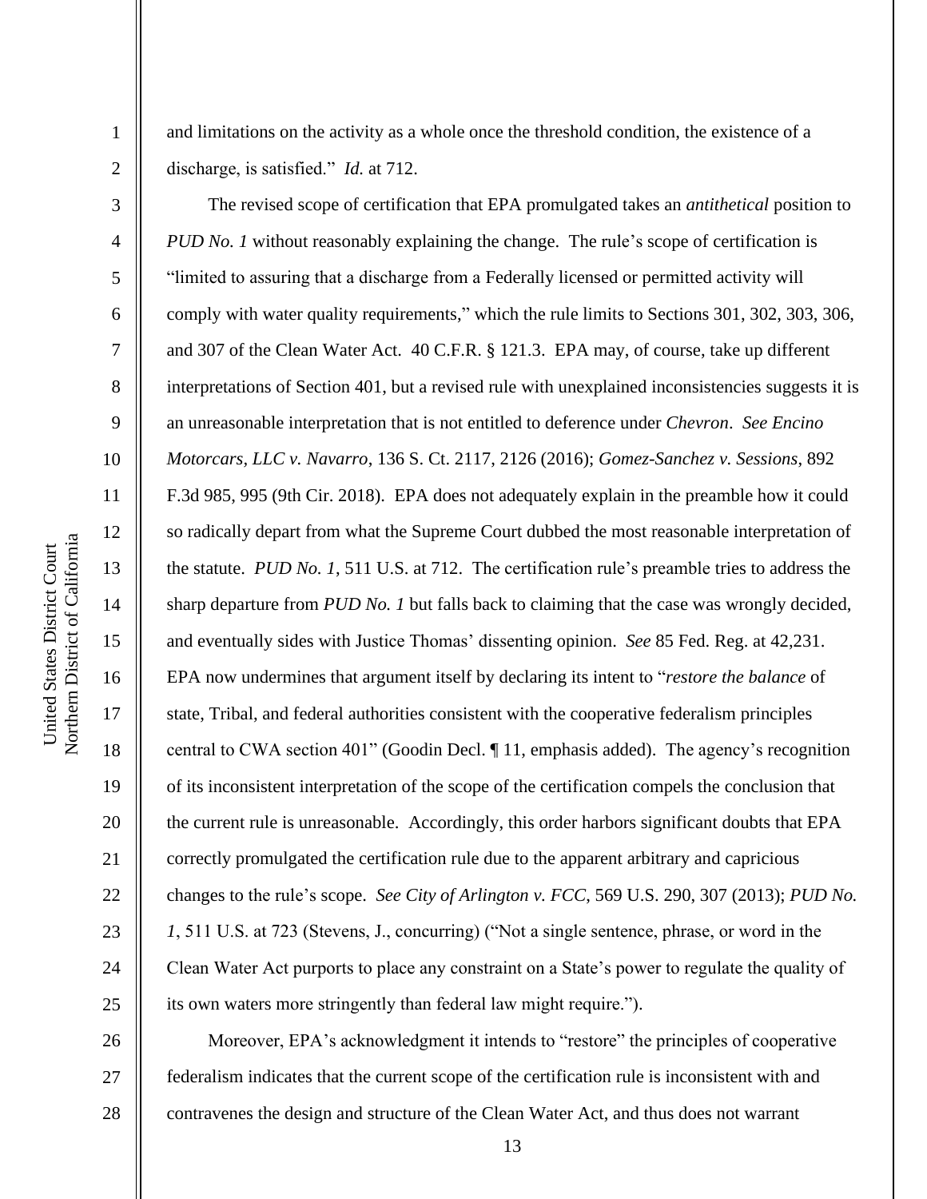and limitations on the activity as a whole once the threshold condition, the existence of a discharge, is satisfied." *Id.* at 712.

The revised scope of certification that EPA promulgated takes an *antithetical* position to *PUD No. 1* without reasonably explaining the change. The rule's scope of certification is "limited to assuring that a discharge from a Federally licensed or permitted activity will comply with water quality requirements," which the rule limits to Sections 301, 302, 303, 306, and 307 of the Clean Water Act. 40 C.F.R. § 121.3. EPA may, of course, take up different interpretations of Section 401, but a revised rule with unexplained inconsistencies suggests it is an unreasonable interpretation that is not entitled to deference under *Chevron*. *See Encino Motorcars, LLC v. Navarro*, 136 S. Ct. 2117, 2126 (2016); *Gomez-Sanchez v. Sessions*, 892 F.3d 985, 995 (9th Cir. 2018). EPA does not adequately explain in the preamble how it could so radically depart from what the Supreme Court dubbed the most reasonable interpretation of the statute. *PUD No. 1*, 511 U.S. at 712. The certification rule's preamble tries to address the sharp departure from *PUD No. 1* but falls back to claiming that the case was wrongly decided, and eventually sides with Justice Thomas' dissenting opinion. *See* 85 Fed. Reg. at 42,231. EPA now undermines that argument itself by declaring its intent to "*restore the balance* of state, Tribal, and federal authorities consistent with the cooperative federalism principles central to CWA section 401" (Goodin Decl. ¶ 11, emphasis added). The agency's recognition of its inconsistent interpretation of the scope of the certification compels the conclusion that the current rule is unreasonable. Accordingly, this order harbors significant doubts that EPA correctly promulgated the certification rule due to the apparent arbitrary and capricious changes to the rule's scope. *See City of Arlington v. FCC*, 569 U.S. 290, 307 (2013); *PUD No. 1*, 511 U.S. at 723 (Stevens, J., concurring) ("Not a single sentence, phrase, or word in the Clean Water Act purports to place any constraint on a State's power to regulate the quality of its own waters more stringently than federal law might require.").

Moreover, EPA's acknowledgment it intends to "restore" the principles of cooperative federalism indicates that the current scope of the certification rule is inconsistent with and contravenes the design and structure of the Clean Water Act, and thus does not warrant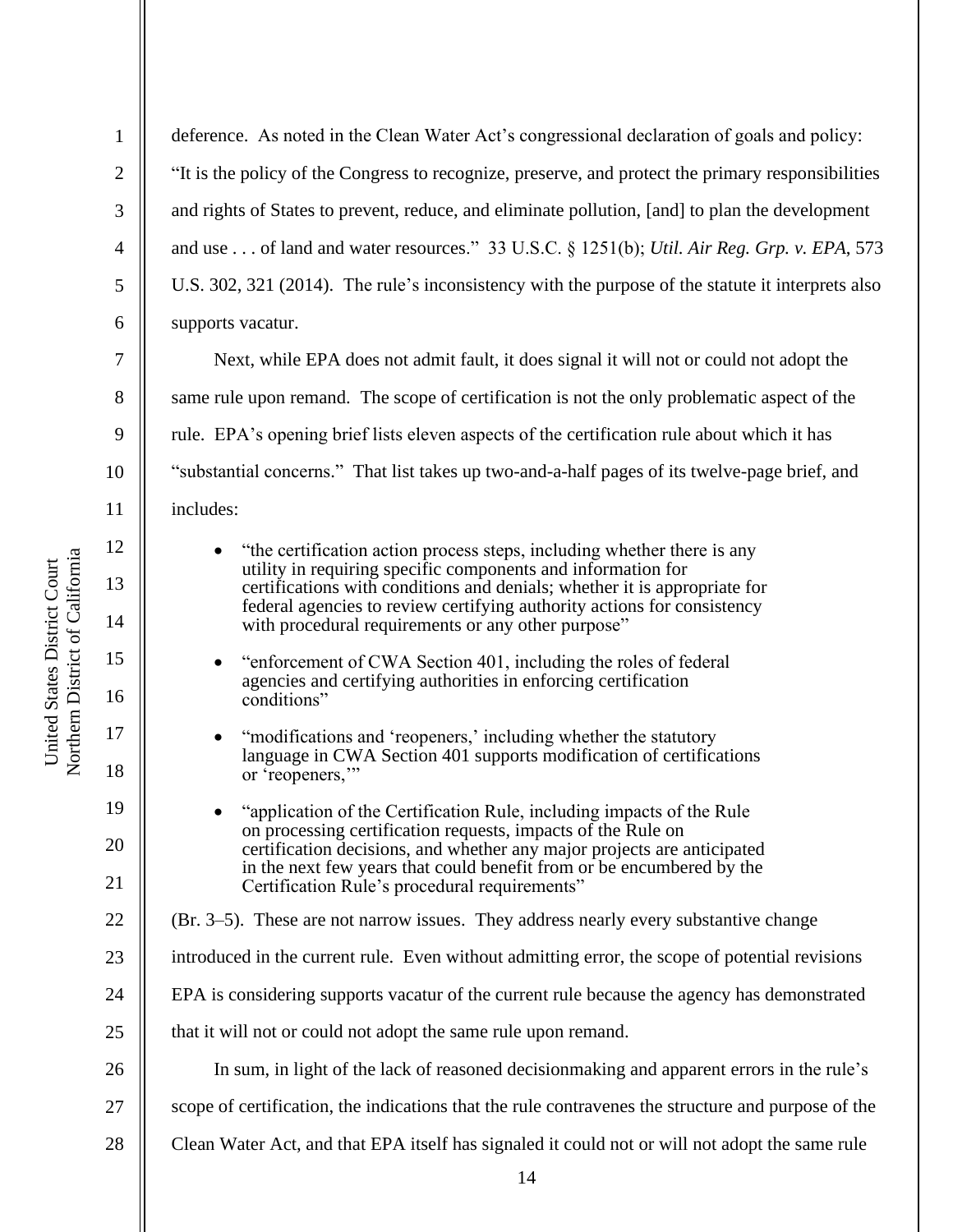deference. As noted in the Clean Water Act's congressional declaration of goals and policy: "It is the policy of the Congress to recognize, preserve, and protect the primary responsibilities and rights of States to prevent, reduce, and eliminate pollution, [and] to plan the development and use . . . of land and water resources." 33 U.S.C. § 1251(b); *Util. Air Reg. Grp. v. EPA*, 573 U.S. 302, 321 (2014). The rule's inconsistency with the purpose of the statute it interprets also supports vacatur.

Next, while EPA does not admit fault, it does signal it will not or could not adopt the same rule upon remand. The scope of certification is not the only problematic aspect of the rule. EPA's opening brief lists eleven aspects of the certification rule about which it has "substantial concerns." That list takes up two-and-a-half pages of its twelve-page brief, and includes:

- "the certification action process steps, including whether there is any utility in requiring specific components and information for certifications with conditions and denials; whether it is appropriate for federal agencies to review certifying authority actions for consistency with procedural requirements or any other purpose"
- "enforcement of CWA Section 401, including the roles of federal agencies and certifying authorities in enforcing certification conditions"
- "modifications and 'reopeners,' including whether the statutory language in CWA Section 401 supports modification of certifications or 'reopeners,'"
- "application of the Certification Rule, including impacts of the Rule on processing certification requests, impacts of the Rule on certification decisions, and whether any major projects are anticipated in the next few years that could benefit from or be encumbered by the Certification Rule's procedural requirements"

(Br. 3–5). These are not narrow issues. They address nearly every substantive change introduced in the current rule. Even without admitting error, the scope of potential revisions EPA is considering supports vacatur of the current rule because the agency has demonstrated that it will not or could not adopt the same rule upon remand.

In sum, in light of the lack of reasoned decisionmaking and apparent errors in the rule's scope of certification, the indications that the rule contravenes the structure and purpose of the Clean Water Act, and that EPA itself has signaled it could not or will not adopt the same rule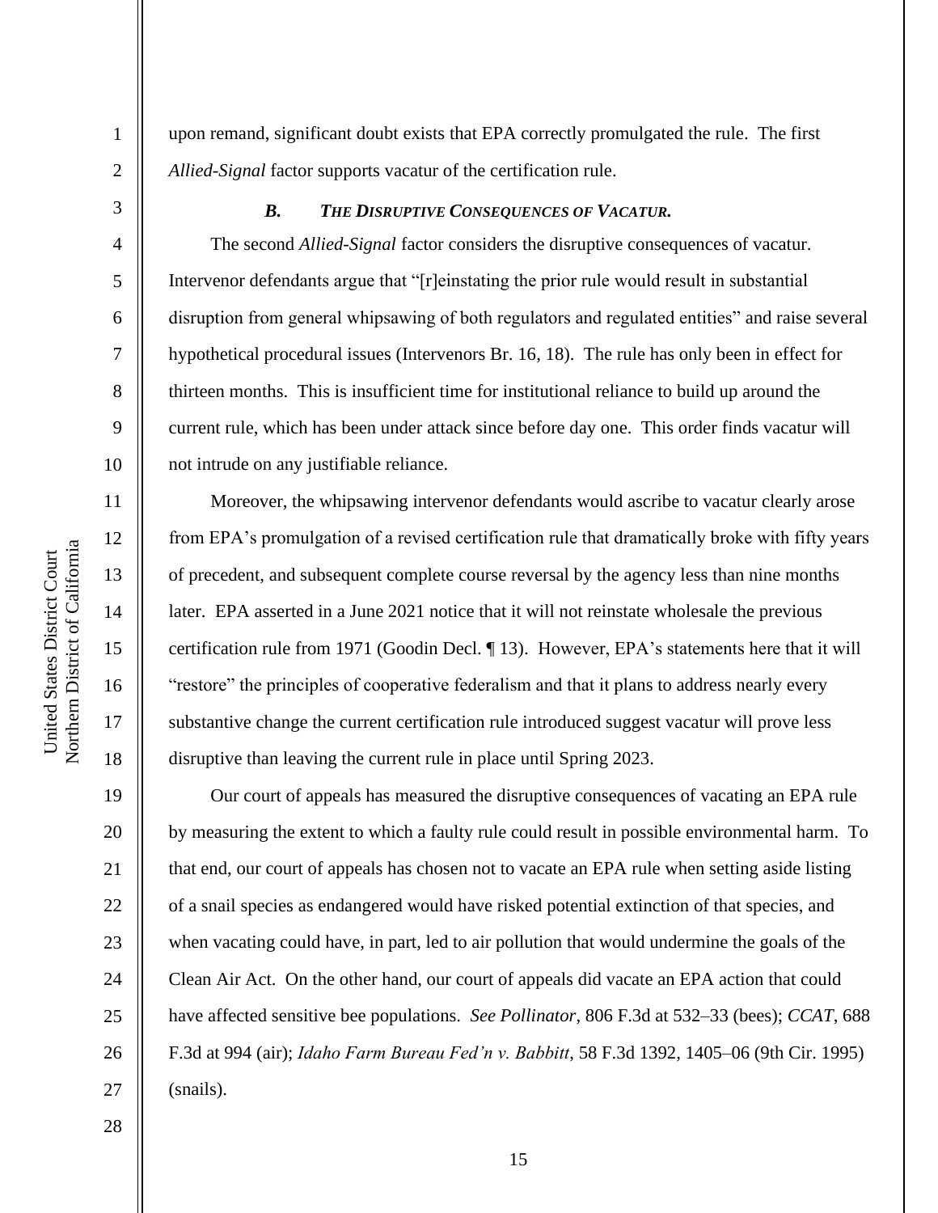upon remand, significant doubt exists that EPA correctly promulgated the rule. The first *Allied-Signal* factor supports vacatur of the certification rule.

### *B. The Disruptive Consequences of Vacatur.*

The second *Allied-Signal* factor considers the disruptive consequences of vacatur. Intervenor defendants argue that "[r]einstating the prior rule would result in substantial disruption from general whipsawing of both regulators and regulated entities" and raise several hypothetical procedural issues (Intervenors Br. 16, 18). The rule has only been in effect for thirteen months. This is insufficient time for institutional reliance to build up around the current rule, which has been under attack since before day one. This order finds vacatur will not intrude on any justifiable reliance.

Moreover, the whipsawing intervenor defendants would ascribe to vacatur clearly arose from EPA's promulgation of a revised certification rule that dramatically broke with fifty years of precedent, and subsequent complete course reversal by the agency less than nine months later. EPA asserted in a June 2021 notice that it will not reinstate wholesale the previous certification rule from 1971 (Goodin Decl. ¶ 13). However, EPA's statements here that it will "restore" the principles of cooperative federalism and that it plans to address nearly every substantive change the current certification rule introduced suggest vacatur will prove less disruptive than leaving the current rule in place until Spring 2023.

Our court of appeals has measured the disruptive consequences of vacating an EPA rule by measuring the extent to which a faulty rule could result in possible environmental harm. To that end, our court of appeals has chosen not to vacate an EPA rule when setting aside listing of a snail species as endangered would have risked potential extinction of that species, and when vacating could have, in part, led to air pollution that would undermine the goals of the Clean Air Act. On the other hand, our court of appeals did vacate an EPA action that could have affected sensitive bee populations. *See Pollinator*, 806 F.3d at 532–33 (bees); *CCAT*, 688 F.3d at 994 (air); *Idaho Farm Bureau Fed'n v. Babbitt*, 58 F.3d 1392, 1405–06 (9th Cir. 1995) (snails).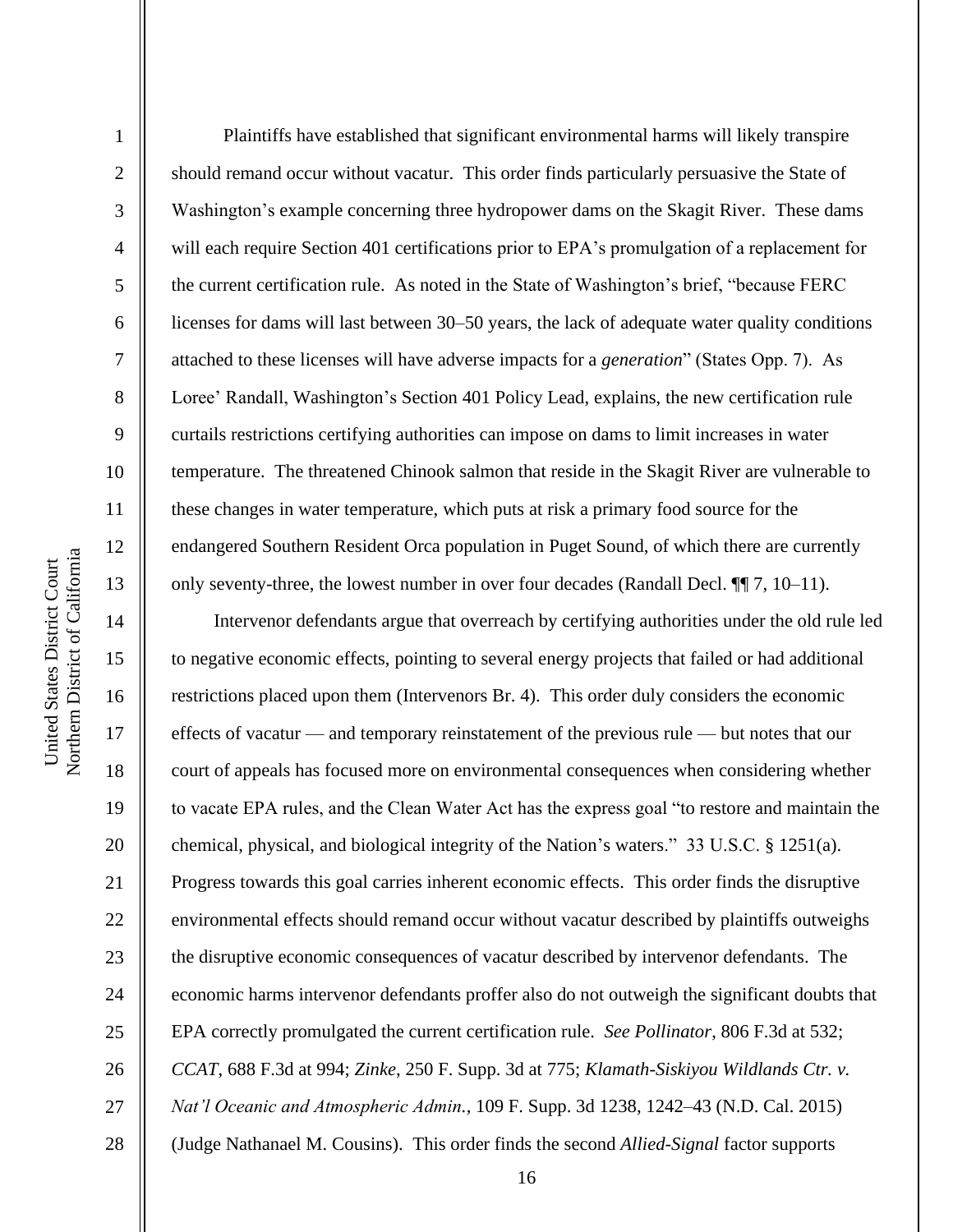Plaintiffs have established that significant environmental harms will likely transpire should remand occur without vacatur. This order finds particularly persuasive the State of Washington's example concerning three hydropower dams on the Skagit River. These dams will each require Section 401 certifications prior to EPA's promulgation of a replacement for the current certification rule. As noted in the State of Washington's brief, "because FERC licenses for dams will last between 30–50 years, the lack of adequate water quality conditions attached to these licenses will have adverse impacts for a *generation*" (States Opp. 7). As Loree' Randall, Washington's Section 401 Policy Lead, explains, the new certification rule curtails restrictions certifying authorities can impose on dams to limit increases in water temperature. The threatened Chinook salmon that reside in the Skagit River are vulnerable to these changes in water temperature, which puts at risk a primary food source for the endangered Southern Resident Orca population in Puget Sound, of which there are currently only seventy-three, the lowest number in over four decades (Randall Decl. ¶¶ 7, 10–11).

Intervenor defendants argue that overreach by certifying authorities under the old rule led to negative economic effects, pointing to several energy projects that failed or had additional restrictions placed upon them (Intervenors Br. 4). This order duly considers the economic effects of vacatur — and temporary reinstatement of the previous rule — but notes that our court of appeals has focused more on environmental consequences when considering whether to vacate EPA rules, and the Clean Water Act has the express goal "to restore and maintain the chemical, physical, and biological integrity of the Nation's waters." 33 U.S.C. § 1251(a). Progress towards this goal carries inherent economic effects. This order finds the disruptive environmental effects should remand occur without vacatur described by plaintiffs outweighs the disruptive economic consequences of vacatur described by intervenor defendants. The economic harms intervenor defendants proffer also do not outweigh the significant doubts that EPA correctly promulgated the current certification rule. *See Pollinator*, 806 F.3d at 532; *CCAT*, 688 F.3d at 994; *Zinke*, 250 F. Supp. 3d at 775; *Klamath-Siskiyou Wildlands Ctr. v. Nat'l Oceanic and Atmospheric Admin.*, 109 F. Supp. 3d 1238, 1242–43 (N.D. Cal. 2015) (Judge Nathanael M. Cousins). This order finds the second *Allied-Signal* factor supports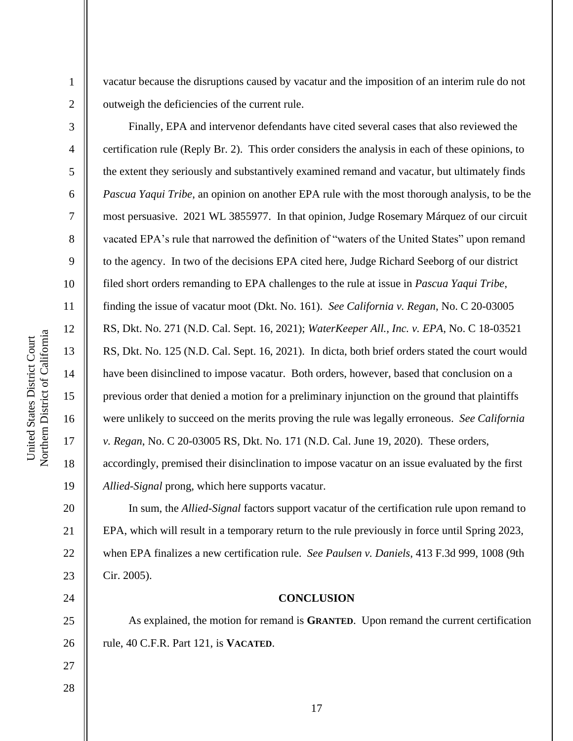vacatur because the disruptions caused by vacatur and the imposition of an interim rule do not outweigh the deficiencies of the current rule.

Finally, EPA and intervenor defendants have cited several cases that also reviewed the certification rule (Reply Br. 2). This order considers the analysis in each of these opinions, to the extent they seriously and substantively examined remand and vacatur, but ultimately finds *Pascua Yaqui Tribe*, an opinion on another EPA rule with the most thorough analysis, to be the most persuasive. 2021 WL 3855977. In that opinion, Judge Rosemary Márquez of our circuit vacated EPA's rule that narrowed the definition of "waters of the United States" upon remand to the agency. In two of the decisions EPA cited here, Judge Richard Seeborg of our district filed short orders remanding to EPA challenges to the rule at issue in *Pascua Yaqui Tribe*, finding the issue of vacatur moot (Dkt. No. 161). *See California v. Regan*, No. C 20-03005 RS, Dkt. No. 271 (N.D. Cal. Sept. 16, 2021); *WaterKeeper All., Inc. v. EPA*, No. C 18-03521 RS, Dkt. No. 125 (N.D. Cal. Sept. 16, 2021). In dicta, both brief orders stated the court would have been disinclined to impose vacatur. Both orders, however, based that conclusion on a previous order that denied a motion for a preliminary injunction on the ground that plaintiffs were unlikely to succeed on the merits proving the rule was legally erroneous. *See California v. Regan*, No. C 20-03005 RS, Dkt. No. 171 (N.D. Cal. June 19, 2020). These orders, accordingly, premised their disinclination to impose vacatur on an issue evaluated by the first *Allied-Signal* prong, which here supports vacatur.

In sum, the *Allied-Signal* factors support vacatur of the certification rule upon remand to EPA, which will result in a temporary return to the rule previously in force until Spring 2023, when EPA finalizes a new certification rule. *See Paulsen v. Daniels*, 413 F.3d 999, 1008 (9th Cir. 2005).

## CONCLUSION

As explained, the motion for remand is **GRANTED**. Upon remand the current certification rule, 40 C.F.R. Part 121, is **VACATED**.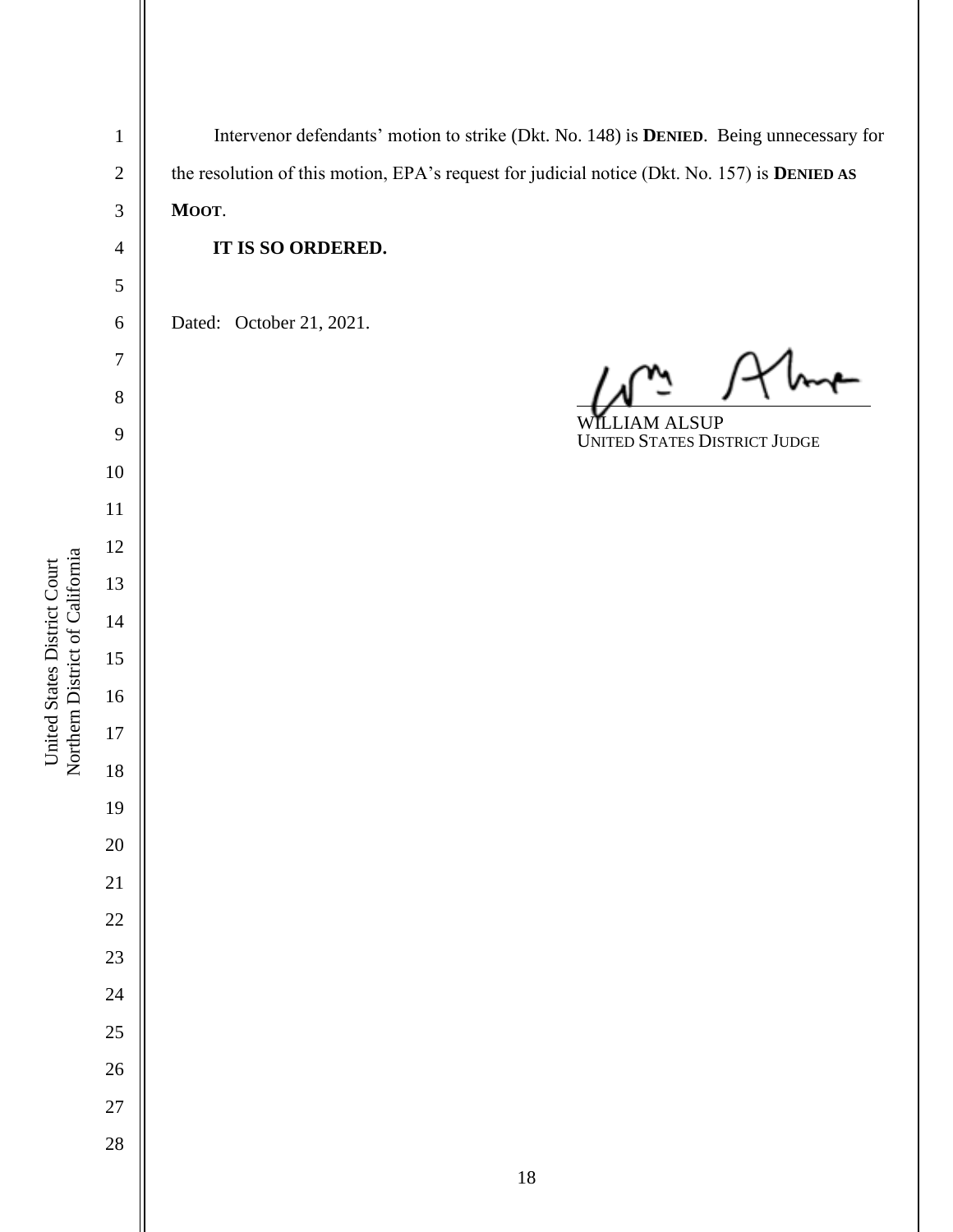Intervenor defendants' motion to strike (Dkt. No. 148) is **DENIED**. Being unnecessary for the resolution of this motion, EPA's request for judicial notice (Dkt. No. 157) is **DENIED AS MOOT**.

**IT IS SO ORDERED.**

Dated: October 21, 2021.

WILLIAM ALSUP
UNITED STATES DISTRICT JUDGE